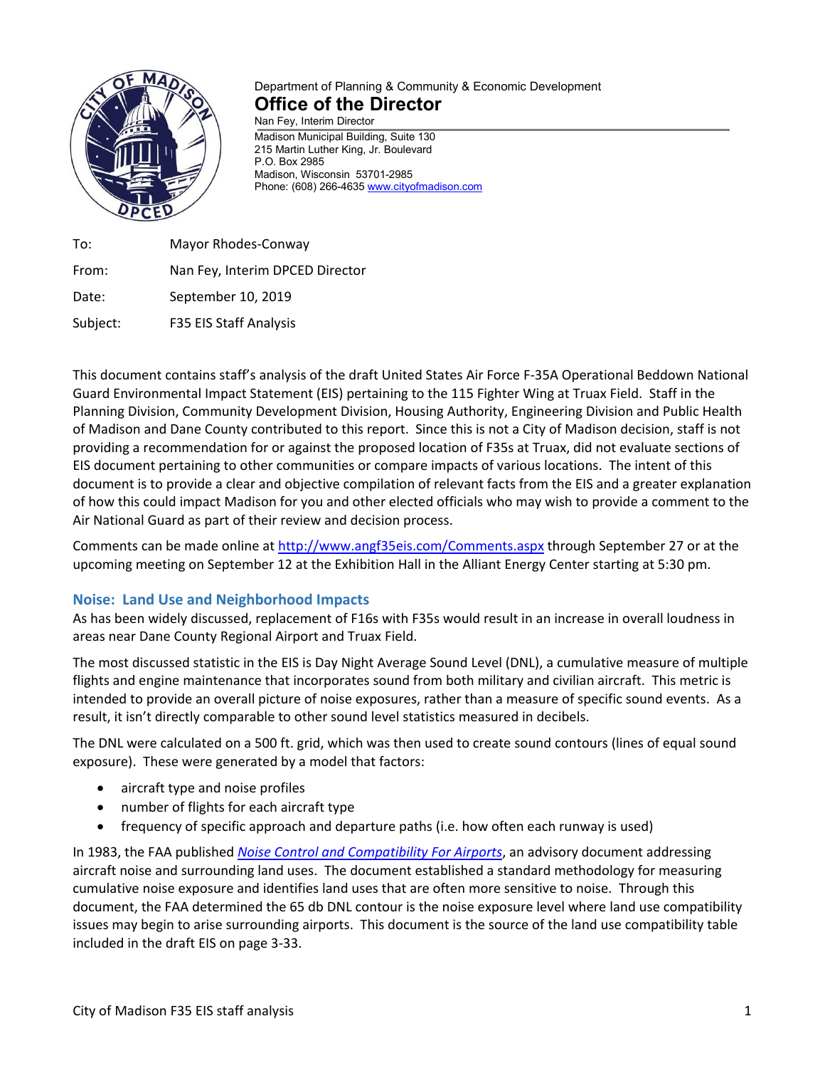Department of Planning & Community & Economic Development

**Office of the Director**

Nan Fey, Interim Director

Madison Municipal Building, Suite 130
215 Martin Luther King, Jr. Boulevard
P.O. Box 2985
Madison, Wisconsin 53701-2985
Phone: (608) 266-4635 www.cityofmadison.com

| | |
|---|---|
| To: | Mayor Rhodes-Conway |
| From: | Nan Fey, Interim DPCED Director |
| Date: | September 10, 2019 |
| Subject: | F35 EIS Staff Analysis |

This document contains staff's analysis of the draft United States Air Force F-35A Operational Beddown National Guard Environmental Impact Statement (EIS) pertaining to the 115 Fighter Wing at Truax Field. Staff in the Planning Division, Community Development Division, Housing Authority, Engineering Division and Public Health of Madison and Dane County contributed to this report. Since this is not a City of Madison decision, staff is not providing a recommendation for or against the proposed location of F35s at Truax, did not evaluate sections of EIS document pertaining to other communities or compare impacts of various locations. The intent of this document is to provide a clear and objective compilation of relevant facts from the EIS and a greater explanation of how this could impact Madison for you and other elected officials who may wish to provide a comment to the Air National Guard as part of their review and decision process.

Comments can be made online at http://www.angf35eis.com/Comments.aspx through September 27 or at the upcoming meeting on September 12 at the Exhibition Hall in the Alliant Energy Center starting at 5:30 pm.

## Noise: Land Use and Neighborhood Impacts

As has been widely discussed, replacement of F16s with F35s would result in an increase in overall loudness in areas near Dane County Regional Airport and Truax Field.

The most discussed statistic in the EIS is Day Night Average Sound Level (DNL), a cumulative measure of multiple flights and engine maintenance that incorporates sound from both military and civilian aircraft. This metric is intended to provide an overall picture of noise exposures, rather than a measure of specific sound events. As a result, it isn't directly comparable to other sound level statistics measured in decibels.

The DNL were calculated on a 500 ft. grid, which was then used to create sound contours (lines of equal sound exposure). These were generated by a model that factors:

- aircraft type and noise profiles
- number of flights for each aircraft type
- frequency of specific approach and departure paths (i.e. how often each runway is used)

In 1983, the FAA published *Noise Control and Compatibility For Airports*, an advisory document addressing aircraft noise and surrounding land uses. The document established a standard methodology for measuring cumulative noise exposure and identifies land uses that are often more sensitive to noise. Through this document, the FAA determined the 65 db DNL contour is the noise exposure level where land use compatibility issues may begin to arise surrounding airports. This document is the source of the land use compatibility table included in the draft EIS on page 3-33.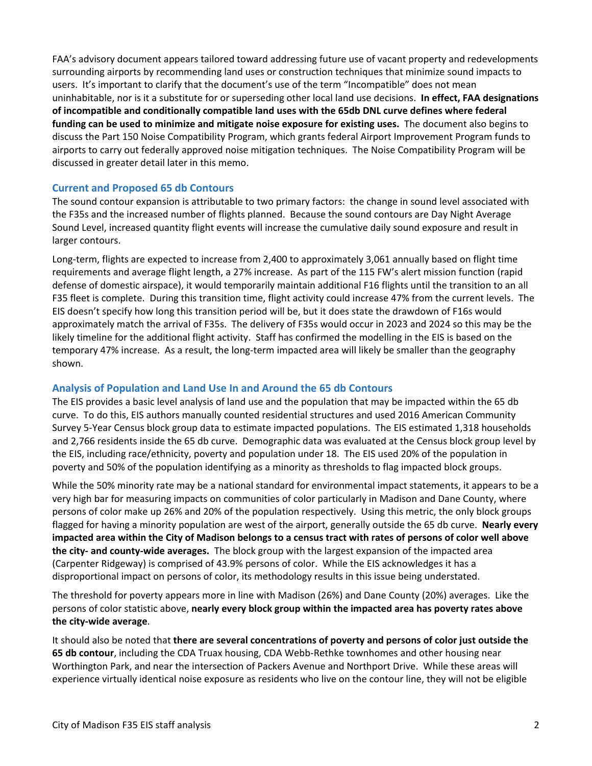FAA's advisory document appears tailored toward addressing future use of vacant property and redevelopments surrounding airports by recommending land uses or construction techniques that minimize sound impacts to users. It's important to clarify that the document's use of the term "Incompatible" does not mean uninhabitable, nor is it a substitute for or superseding other local land use decisions. **In effect, FAA designations of incompatible and conditionally compatible land uses with the 65db DNL curve defines where federal funding can be used to minimize and mitigate noise exposure for existing uses.** The document also begins to discuss the Part 150 Noise Compatibility Program, which grants federal Airport Improvement Program funds to airports to carry out federally approved noise mitigation techniques. The Noise Compatibility Program will be discussed in greater detail later in this memo.

### Current and Proposed 65 db Contours

The sound contour expansion is attributable to two primary factors: the change in sound level associated with the F35s and the increased number of flights planned. Because the sound contours are Day Night Average Sound Level, increased quantity flight events will increase the cumulative daily sound exposure and result in larger contours.

Long-term, flights are expected to increase from 2,400 to approximately 3,061 annually based on flight time requirements and average flight length, a 27% increase. As part of the 115 FW's alert mission function (rapid defense of domestic airspace), it would temporarily maintain additional F16 flights until the transition to an all F35 fleet is complete. During this transition time, flight activity could increase 47% from the current levels. The EIS doesn't specify how long this transition period will be, but it does state the drawdown of F16s would approximately match the arrival of F35s. The delivery of F35s would occur in 2023 and 2024 so this may be the likely timeline for the additional flight activity. Staff has confirmed the modelling in the EIS is based on the temporary 47% increase. As a result, the long-term impacted area will likely be smaller than the geography shown.

### Analysis of Population and Land Use In and Around the 65 db Contours

The EIS provides a basic level analysis of land use and the population that may be impacted within the 65 db curve. To do this, EIS authors manually counted residential structures and used 2016 American Community Survey 5-Year Census block group data to estimate impacted populations. The EIS estimated 1,318 households and 2,766 residents inside the 65 db curve. Demographic data was evaluated at the Census block group level by the EIS, including race/ethnicity, poverty and population under 18. The EIS used 20% of the population in poverty and 50% of the population identifying as a minority as thresholds to flag impacted block groups.

While the 50% minority rate may be a national standard for environmental impact statements, it appears to be a very high bar for measuring impacts on communities of color particularly in Madison and Dane County, where persons of color make up 26% and 20% of the population respectively. Using this metric, the only block groups flagged for having a minority population are west of the airport, generally outside the 65 db curve. **Nearly every impacted area within the City of Madison belongs to a census tract with rates of persons of color well above the city- and county-wide averages.** The block group with the largest expansion of the impacted area (Carpenter Ridgeway) is comprised of 43.9% persons of color. While the EIS acknowledges it has a disproportional impact on persons of color, its methodology results in this issue being understated.

The threshold for poverty appears more in line with Madison (26%) and Dane County (20%) averages. Like the persons of color statistic above, **nearly every block group within the impacted area has poverty rates above the city-wide average**.

It should also be noted that **there are several concentrations of poverty and persons of color just outside the 65 db contour**, including the CDA Truax housing, CDA Webb-Rethke townhomes and other housing near Worthington Park, and near the intersection of Packers Avenue and Northport Drive. While these areas will experience virtually identical noise exposure as residents who live on the contour line, they will not be eligible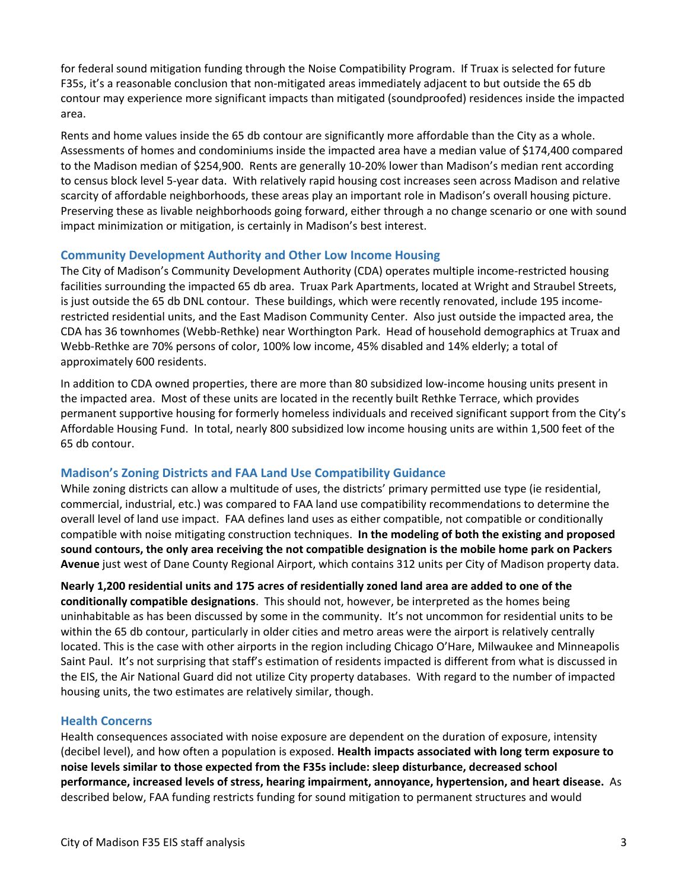for federal sound mitigation funding through the Noise Compatibility Program. If Truax is selected for future F35s, it's a reasonable conclusion that non-mitigated areas immediately adjacent to but outside the 65 db contour may experience more significant impacts than mitigated (soundproofed) residences inside the impacted area.

Rents and home values inside the 65 db contour are significantly more affordable than the City as a whole. Assessments of homes and condominiums inside the impacted area have a median value of $174,400 compared to the Madison median of $254,900. Rents are generally 10-20% lower than Madison's median rent according to census block level 5-year data. With relatively rapid housing cost increases seen across Madison and relative scarcity of affordable neighborhoods, these areas play an important role in Madison's overall housing picture. Preserving these as livable neighborhoods going forward, either through a no change scenario or one with sound impact minimization or mitigation, is certainly in Madison's best interest.

### Community Development Authority and Other Low Income Housing

The City of Madison's Community Development Authority (CDA) operates multiple income-restricted housing facilities surrounding the impacted 65 db area. Truax Park Apartments, located at Wright and Straubel Streets, is just outside the 65 db DNL contour. These buildings, which were recently renovated, include 195 income-restricted residential units, and the East Madison Community Center. Also just outside the impacted area, the CDA has 36 townhomes (Webb-Rethke) near Worthington Park. Head of household demographics at Truax and Webb-Rethke are 70% persons of color, 100% low income, 45% disabled and 14% elderly; a total of approximately 600 residents.

In addition to CDA owned properties, there are more than 80 subsidized low-income housing units present in the impacted area. Most of these units are located in the recently built Rethke Terrace, which provides permanent supportive housing for formerly homeless individuals and received significant support from the City's Affordable Housing Fund. In total, nearly 800 subsidized low income housing units are within 1,500 feet of the 65 db contour.

### Madison's Zoning Districts and FAA Land Use Compatibility Guidance

While zoning districts can allow a multitude of uses, the districts' primary permitted use type (ie residential, commercial, industrial, etc.) was compared to FAA land use compatibility recommendations to determine the overall level of land use impact. FAA defines land uses as either compatible, not compatible or conditionally compatible with noise mitigating construction techniques. **In the modeling of both the existing and proposed sound contours, the only area receiving the not compatible designation is the mobile home park on Packers Avenue** just west of Dane County Regional Airport, which contains 312 units per City of Madison property data.

**Nearly 1,200 residential units and 175 acres of residentially zoned land area are added to one of the conditionally compatible designations**. This should not, however, be interpreted as the homes being uninhabitable as has been discussed by some in the community. It's not uncommon for residential units to be within the 65 db contour, particularly in older cities and metro areas were the airport is relatively centrally located. This is the case with other airports in the region including Chicago O'Hare, Milwaukee and Minneapolis Saint Paul. It's not surprising that staff's estimation of residents impacted is different from what is discussed in the EIS, the Air National Guard did not utilize City property databases. With regard to the number of impacted housing units, the two estimates are relatively similar, though.

### Health Concerns

Health consequences associated with noise exposure are dependent on the duration of exposure, intensity (decibel level), and how often a population is exposed. **Health impacts associated with long term exposure to noise levels similar to those expected from the F35s include: sleep disturbance, decreased school performance, increased levels of stress, hearing impairment, annoyance, hypertension, and heart disease.** As described below, FAA funding restricts funding for sound mitigation to permanent structures and would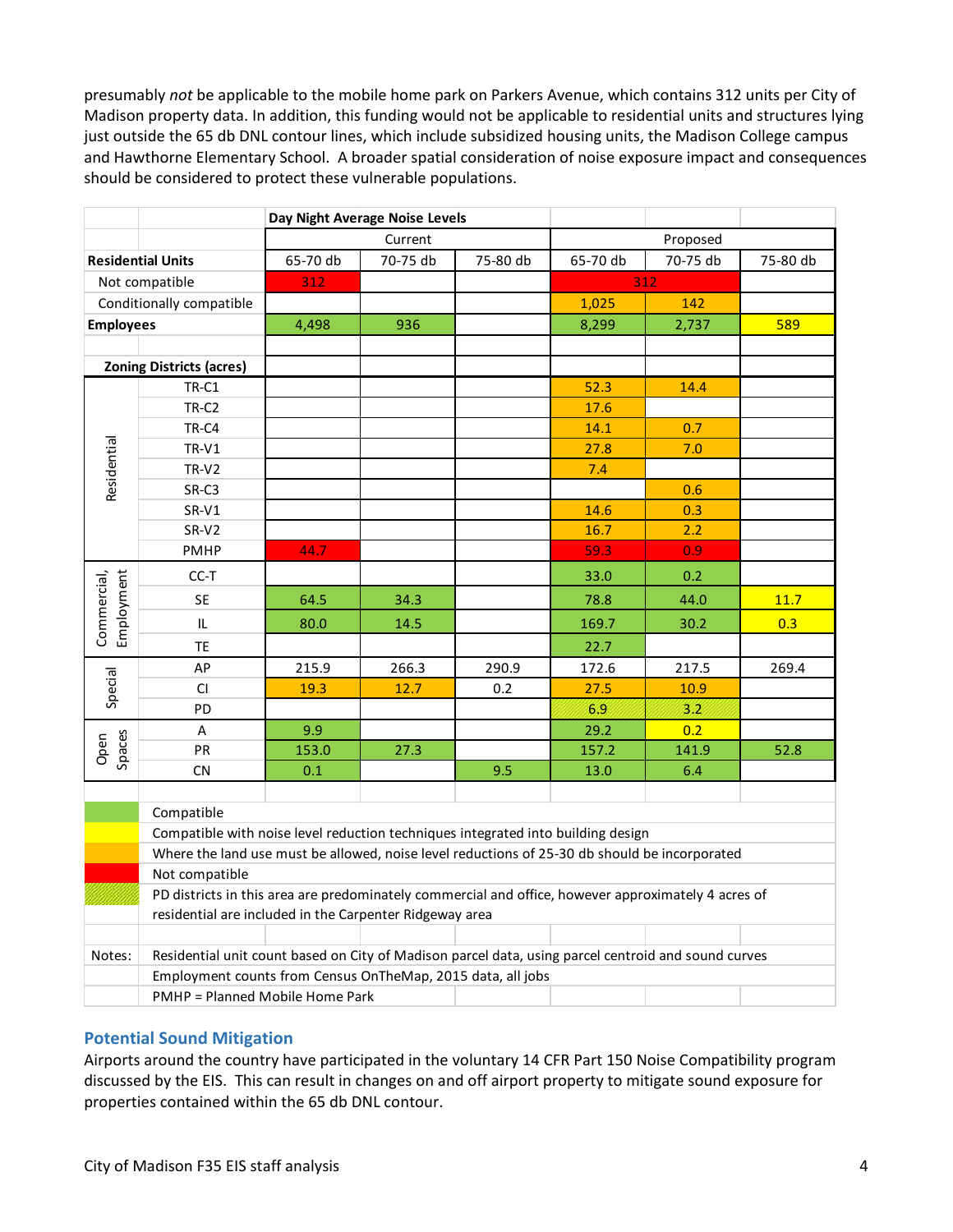presumably *not* be applicable to the mobile home park on Parkers Avenue, which contains 312 units per City of Madison property data. In addition, this funding would not be applicable to residential units and structures lying just outside the 65 db DNL contour lines, which include subsidized housing units, the Madison College campus and Hawthorne Elementary School. A broader spatial consideration of noise exposure impact and consequences should be considered to protect these vulnerable populations.

| | | Day Night Average Noise Levels | | | | | |
|---|---|---|---|---|---|---|---|
| | | Current | | | Proposed | | |
| **Residential Units** | | 65-70 db | 70-75 db | 75-80 db | 65-70 db | 70-75 db | 75-80 db |
| | Not compatible | 312 | | | 312 | | |
| | Conditionally compatible | | | | 1,025 | 142 | |
| **Employees** | | 4,498 | 936 | | 8,299 | 2,737 | 589 |
| **Zoning Districts (acres)** | | | | | | | |
| Residential | TR-C1 | | | | 52.3 | 14.4 | |
| | TR-C2 | | | | 17.6 | | |
| | TR-C4 | | | | 14.1 | 0.7 | |
| | TR-V1 | | | | 27.8 | 7.0 | |
| | TR-V2 | | | | 7.4 | | |
| | SR-C3 | | | | | 0.6 | |
| | SR-V1 | | | | 14.6 | 0.3 | |
| | SR-V2 | | | | 16.7 | 2.2 | |
| | PMHP | 44.7 | | | 59.3 | 0.9 | |
| Commercial, Employment | CC-T | | | | 33.0 | 0.2 | |
| | SE | 64.5 | 34.3 | | 78.8 | 44.0 | 11.7 |
| | IL | 80.0 | 14.5 | | 169.7 | 30.2 | 0.3 |
| | TE | | | | 22.7 | | |
| Special | AP | 215.9 | 266.3 | 290.9 | 172.6 | 217.5 | 269.4 |
| | CI | 19.3 | 12.7 | 0.2 | 27.5 | 10.9 | |
| | PD | | | | 6.9 | 3.2 | |
| Open Spaces | A | 9.9 | | | 29.2 | 0.2 | |
| | PR | 153.0 | 27.3 | | 157.2 | 141.9 | 52.8 |
| | CN | 0.1 | | 9.5 | 13.0 | 6.4 | |

Legend:
- (Green) Compatible
- (Yellow) Compatible with noise level reduction techniques integrated into building design
- (Orange) Where the land use must be allowed, noise level reductions of 25-30 db should be incorporated
- (Red) Not compatible
- (Hatched) PD districts in this area are predominately commercial and office, however approximately 4 acres of residential are included in the Carpenter Ridgeway area

Notes: Residential unit count based on City of Madison parcel data, using parcel centroid and sound curves
Employment counts from Census OnTheMap, 2015 data, all jobs
PMHP = Planned Mobile Home Park

## Potential Sound Mitigation

Airports around the country have participated in the voluntary 14 CFR Part 150 Noise Compatibility program discussed by the EIS. This can result in changes on and off airport property to mitigate sound exposure for properties contained within the 65 db DNL contour.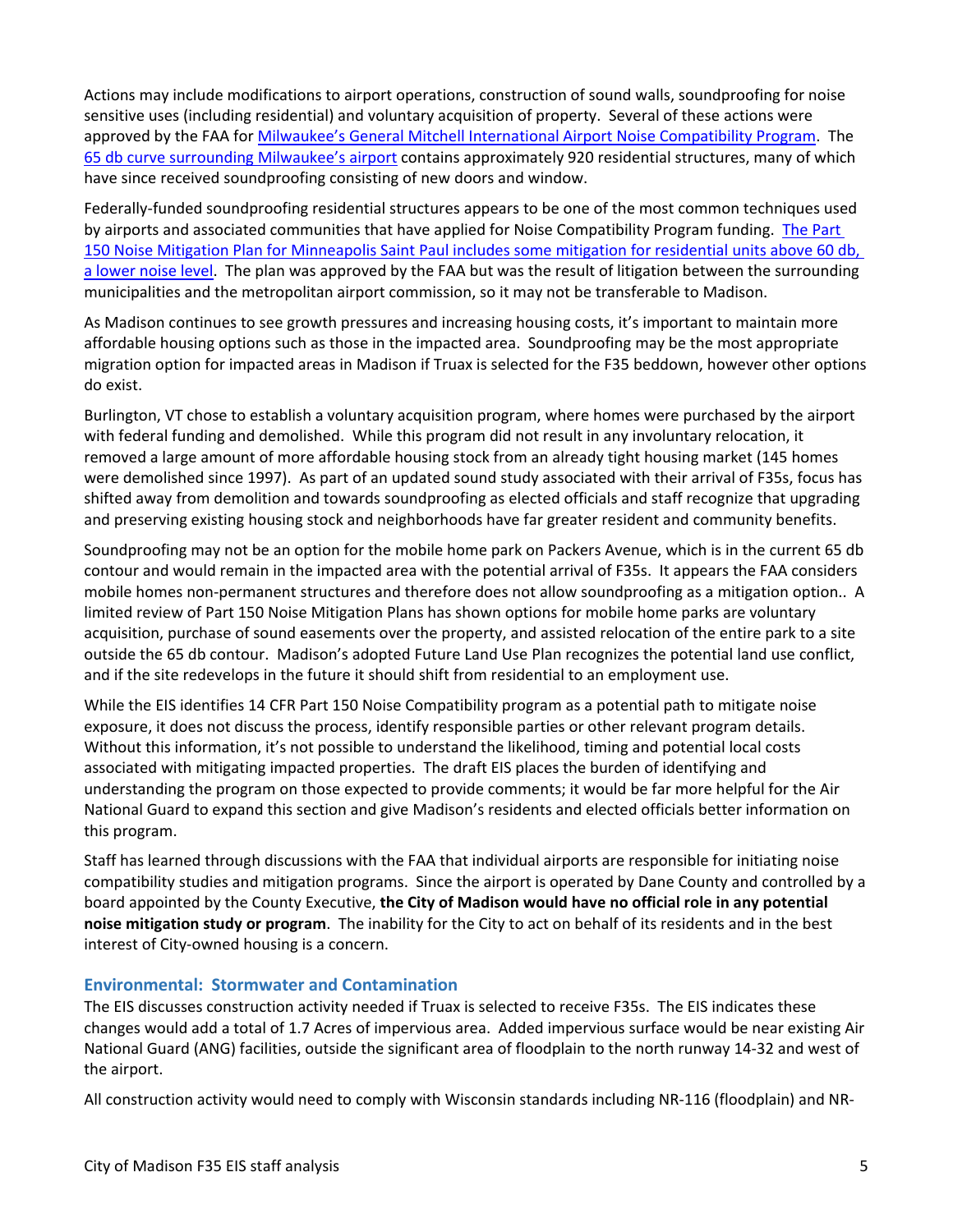Actions may include modifications to airport operations, construction of sound walls, soundproofing for noise sensitive uses (including residential) and voluntary acquisition of property. Several of these actions were approved by the FAA for [Milwaukee's General Mitchell International Airport Noise Compatibility Program](). The [65 db curve surrounding Milwaukee's airport]() contains approximately 920 residential structures, many of which have since received soundproofing consisting of new doors and window.

Federally-funded soundproofing residential structures appears to be one of the most common techniques used by airports and associated communities that have applied for Noise Compatibility Program funding. [The Part 150 Noise Mitigation Plan for Minneapolis Saint Paul includes some mitigation for residential units above 60 db, a lower noise level](). The plan was approved by the FAA but was the result of litigation between the surrounding municipalities and the metropolitan airport commission, so it may not be transferable to Madison.

As Madison continues to see growth pressures and increasing housing costs, it's important to maintain more affordable housing options such as those in the impacted area. Soundproofing may be the most appropriate migration option for impacted areas in Madison if Truax is selected for the F35 beddown, however other options do exist.

Burlington, VT chose to establish a voluntary acquisition program, where homes were purchased by the airport with federal funding and demolished. While this program did not result in any involuntary relocation, it removed a large amount of more affordable housing stock from an already tight housing market (145 homes were demolished since 1997). As part of an updated sound study associated with their arrival of F35s, focus has shifted away from demolition and towards soundproofing as elected officials and staff recognize that upgrading and preserving existing housing stock and neighborhoods have far greater resident and community benefits.

Soundproofing may not be an option for the mobile home park on Packers Avenue, which is in the current 65 db contour and would remain in the impacted area with the potential arrival of F35s. It appears the FAA considers mobile homes non-permanent structures and therefore does not allow soundproofing as a mitigation option.. A limited review of Part 150 Noise Mitigation Plans has shown options for mobile home parks are voluntary acquisition, purchase of sound easements over the property, and assisted relocation of the entire park to a site outside the 65 db contour. Madison's adopted Future Land Use Plan recognizes the potential land use conflict, and if the site redevelops in the future it should shift from residential to an employment use.

While the EIS identifies 14 CFR Part 150 Noise Compatibility program as a potential path to mitigate noise exposure, it does not discuss the process, identify responsible parties or other relevant program details. Without this information, it's not possible to understand the likelihood, timing and potential local costs associated with mitigating impacted properties. The draft EIS places the burden of identifying and understanding the program on those expected to provide comments; it would be far more helpful for the Air National Guard to expand this section and give Madison's residents and elected officials better information on this program.

Staff has learned through discussions with the FAA that individual airports are responsible for initiating noise compatibility studies and mitigation programs. Since the airport is operated by Dane County and controlled by a board appointed by the County Executive, **the City of Madison would have no official role in any potential noise mitigation study or program**. The inability for the City to act on behalf of its residents and in the best interest of City-owned housing is a concern.

### Environmental: Stormwater and Contamination

The EIS discusses construction activity needed if Truax is selected to receive F35s. The EIS indicates these changes would add a total of 1.7 Acres of impervious area. Added impervious surface would be near existing Air National Guard (ANG) facilities, outside the significant area of floodplain to the north runway 14-32 and west of the airport.

All construction activity would need to comply with Wisconsin standards including NR-116 (floodplain) and NR-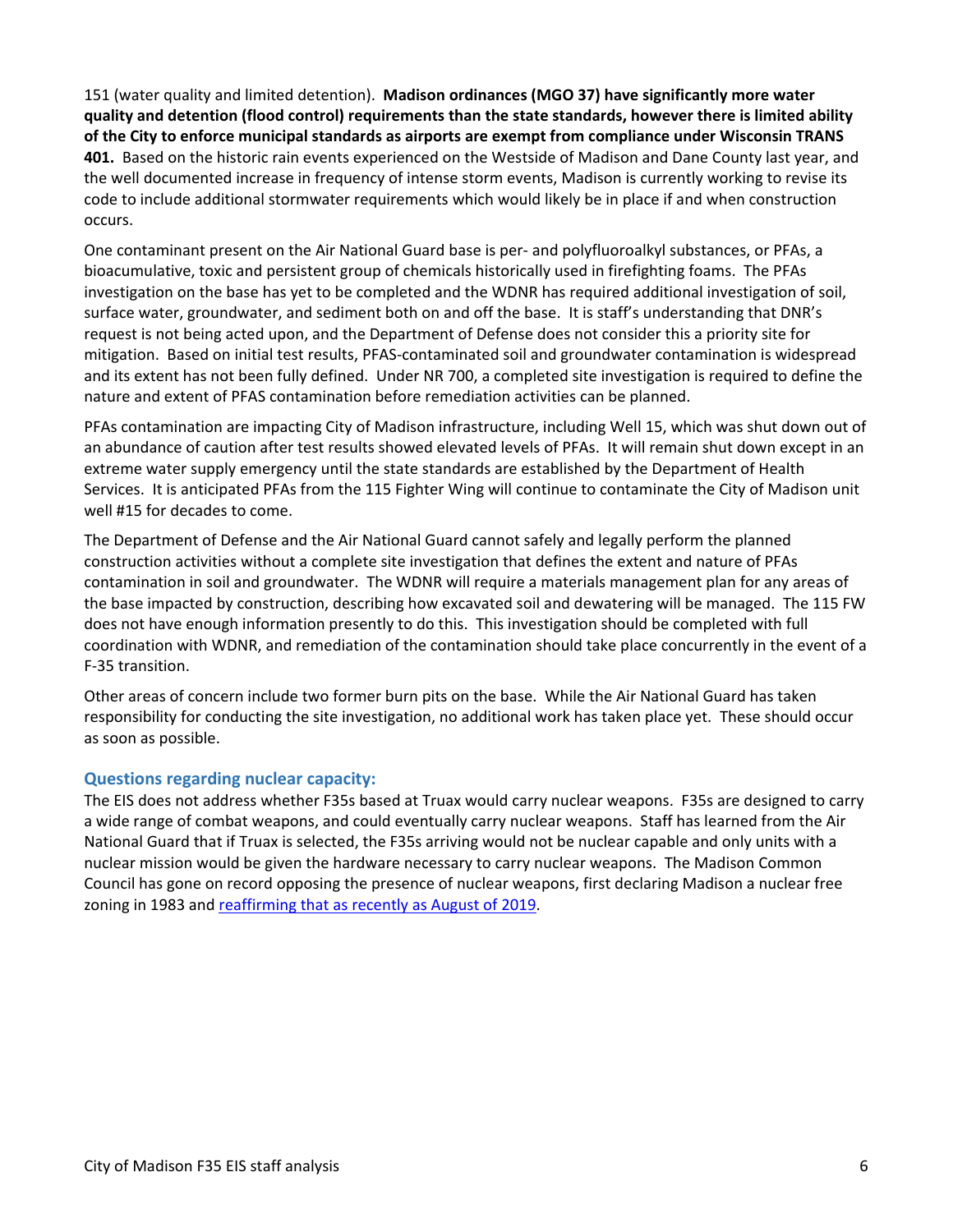151 (water quality and limited detention). **Madison ordinances (MGO 37) have significantly more water quality and detention (flood control) requirements than the state standards, however there is limited ability of the City to enforce municipal standards as airports are exempt from compliance under Wisconsin TRANS 401.** Based on the historic rain events experienced on the Westside of Madison and Dane County last year, and the well documented increase in frequency of intense storm events, Madison is currently working to revise its code to include additional stormwater requirements which would likely be in place if and when construction occurs.

One contaminant present on the Air National Guard base is per- and polyfluoroalkyl substances, or PFAs, a bioacumulative, toxic and persistent group of chemicals historically used in firefighting foams. The PFAs investigation on the base has yet to be completed and the WDNR has required additional investigation of soil, surface water, groundwater, and sediment both on and off the base. It is staff's understanding that DNR's request is not being acted upon, and the Department of Defense does not consider this a priority site for mitigation. Based on initial test results, PFAS-contaminated soil and groundwater contamination is widespread and its extent has not been fully defined. Under NR 700, a completed site investigation is required to define the nature and extent of PFAS contamination before remediation activities can be planned.

PFAs contamination are impacting City of Madison infrastructure, including Well 15, which was shut down out of an abundance of caution after test results showed elevated levels of PFAs. It will remain shut down except in an extreme water supply emergency until the state standards are established by the Department of Health Services. It is anticipated PFAs from the 115 Fighter Wing will continue to contaminate the City of Madison unit well #15 for decades to come.

The Department of Defense and the Air National Guard cannot safely and legally perform the planned construction activities without a complete site investigation that defines the extent and nature of PFAs contamination in soil and groundwater. The WDNR will require a materials management plan for any areas of the base impacted by construction, describing how excavated soil and dewatering will be managed. The 115 FW does not have enough information presently to do this. This investigation should be completed with full coordination with WDNR, and remediation of the contamination should take place concurrently in the event of a F-35 transition.

Other areas of concern include two former burn pits on the base. While the Air National Guard has taken responsibility for conducting the site investigation, no additional work has taken place yet. These should occur as soon as possible.

### Questions regarding nuclear capacity:

The EIS does not address whether F35s based at Truax would carry nuclear weapons. F35s are designed to carry a wide range of combat weapons, and could eventually carry nuclear weapons. Staff has learned from the Air National Guard that if Truax is selected, the F35s arriving would not be nuclear capable and only units with a nuclear mission would be given the hardware necessary to carry nuclear weapons. The Madison Common Council has gone on record opposing the presence of nuclear weapons, first declaring Madison a nuclear free zoning in 1983 and reaffirming that as recently as August of 2019.